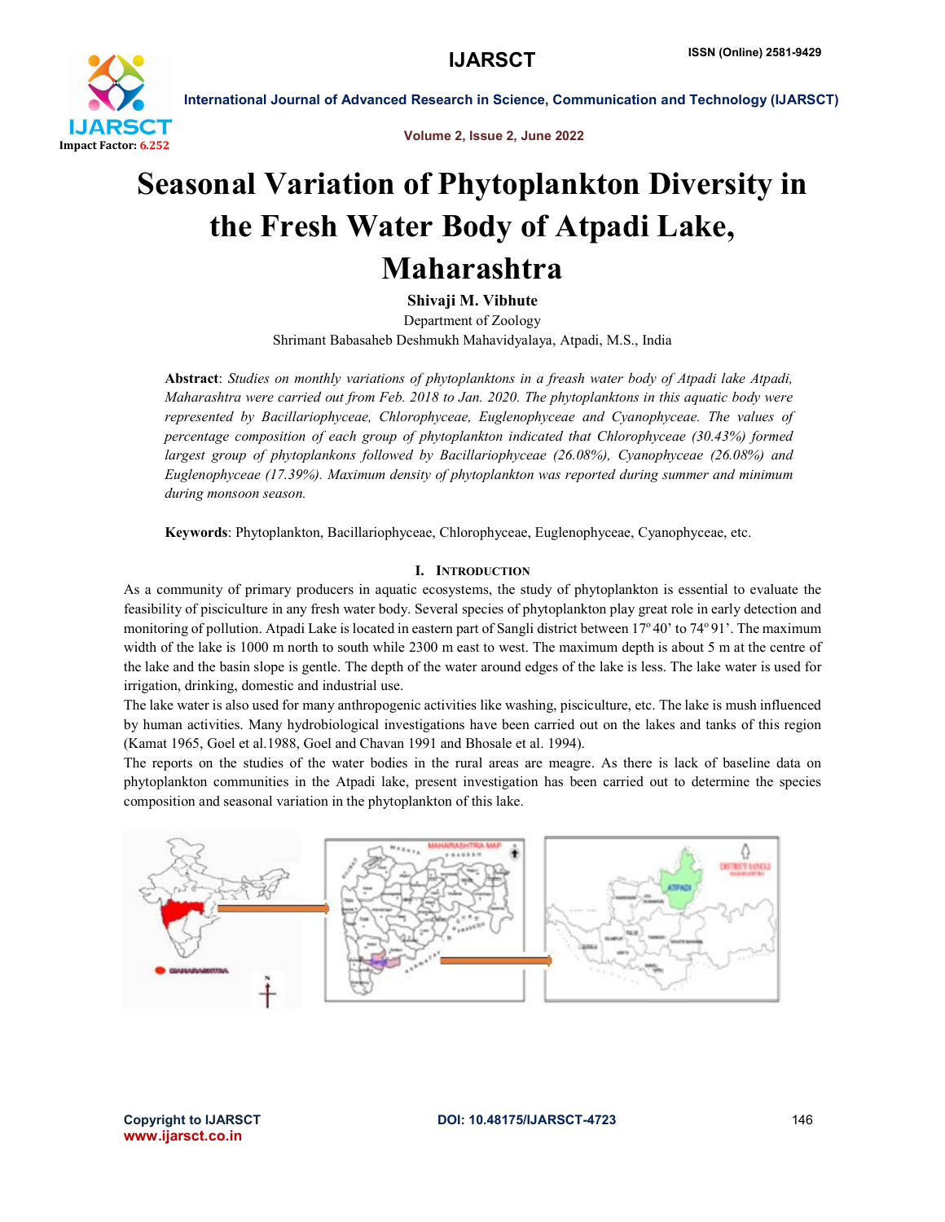# Seasonal Variation of Phytoplankton Diversity in the Fresh Water Body of Atpadi Lake, Maharashtra

**Shivaji M. Vibhute**

Department of Zoology

Shrimant Babasaheb Deshmukh Mahavidyalaya, Atpadi, M.S., India

**Abstract**: *Studies on monthly variations of phytoplanktons in a freash water body of Atpadi lake Atpadi, Maharashtra were carried out from Feb. 2018 to Jan. 2020. The phytoplanktons in this aquatic body were represented by Bacillariophyceae, Chlorophyceae, Euglenophyceae and Cyanophyceae. The values of percentage composition of each group of phytoplankton indicated that Chlorophyceae (30.43%) formed largest group of phytoplankons followed by Bacillariophyceae (26.08%), Cyanophyceae (26.08%) and Euglenophyceae (17.39%). Maximum density of phytoplankton was reported during summer and minimum during monsoon season.*

**Keywords**: Phytoplankton, Bacillariophyceae, Chlorophyceae, Euglenophyceae, Cyanophyceae, etc.

## I. Introduction

As a community of primary producers in aquatic ecosystems, the study of phytoplankton is essential to evaluate the feasibility of pisciculture in any fresh water body. Several species of phytoplankton play great role in early detection and monitoring of pollution. Atpadi Lake is located in eastern part of Sangli district between 17° 40' to 74° 91'. The maximum width of the lake is 1000 m north to south while 2300 m east to west. The maximum depth is about 5 m at the centre of the lake and the basin slope is gentle. The depth of the water around edges of the lake is less. The lake water is used for irrigation, drinking, domestic and industrial use.

The lake water is also used for many anthropogenic activities like washing, pisciculture, etc. The lake is mush influenced by human activities. Many hydrobiological investigations have been carried out on the lakes and tanks of this region (Kamat 1965, Goel et al.1988, Goel and Chavan 1991 and Bhosale et al. 1994).

The reports on the studies of the water bodies in the rural areas are meagre. As there is lack of baseline data on phytoplankton communities in the Atpadi lake, present investigation has been carried out to determine the species composition and seasonal variation in the phytoplankton of this lake.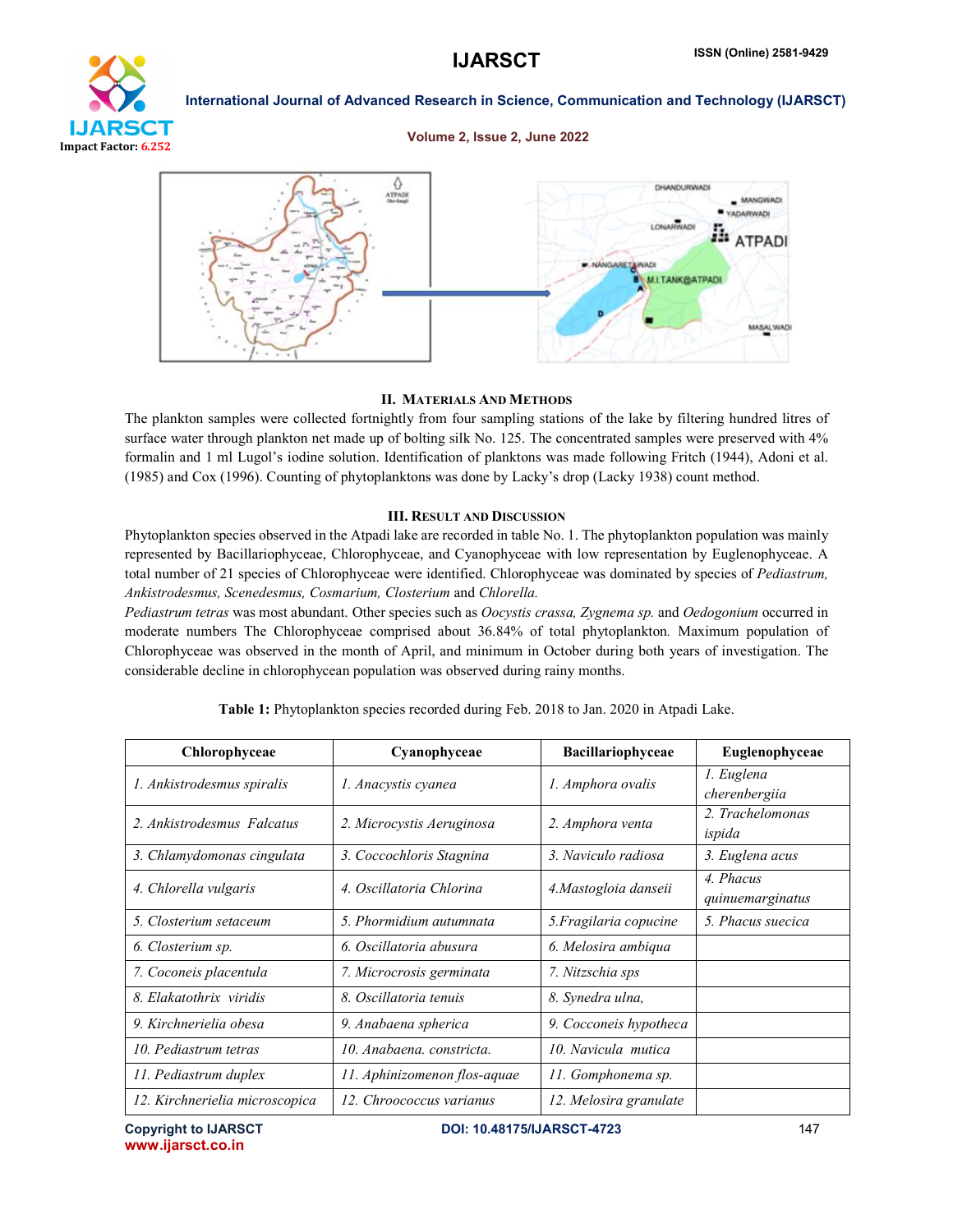## II. Materials And Methods

The plankton samples were collected fortnightly from four sampling stations of the lake by filtering hundred litres of surface water through plankton net made up of bolting silk No. 125. The concentrated samples were preserved with 4% formalin and 1 ml Lugol's iodine solution. Identification of planktons was made following Fritch (1944), Adoni et al. (1985) and Cox (1996). Counting of phytoplanktons was done by Lacky's drop (Lacky 1938) count method.

## III. Result and Discussion

Phytoplankton species observed in the Atpadi lake are recorded in table No. 1. The phytoplankton population was mainly represented by Bacillariophyceae, Chlorophyceae, and Cyanophyceae with low representation by Euglenophyceae. A total number of 21 species of Chlorophyceae were identified. Chlorophyceae was dominated by species of *Pediastrum, Ankistrodesmus, Scenedesmus, Cosmarium, Closterium* and *Chlorella.*

*Pediastrum tetras* was most abundant. Other species such as *Oocystis crassa, Zygnema sp.* and *Oedogonium* occurred in moderate numbers The Chlorophyceae comprised about 36.84% of total phytoplankton. Maximum population of Chlorophyceae was observed in the month of April, and minimum in October during both years of investigation. The considerable decline in chlorophycean population was observed during rainy months.

**Table 1:** Phytoplankton species recorded during Feb. 2018 to Jan. 2020 in Atpadi Lake.

| Chlorophyceae | Cyanophyceae | Bacillariophyceae | Euglenophyceae |
|---|---|---|---|
| *1. Ankistrodesmus spiralis* | *1. Anacystis cyanea* | *1. Amphora ovalis* | *1. Euglena cherenbergiia* |
| *2. Ankistrodesmus Falcatus* | *2. Microcystis Aeruginosa* | *2. Amphora venta* | *2. Trachelomonas ispida* |
| *3. Chlamydomonas cingulata* | *3. Coccochloris Stagnina* | *3. Naviculo radiosa* | *3. Euglena acus* |
| *4. Chlorella vulgaris* | *4. Oscillatoria Chlorina* | *4.Mastogloia danseii* | *4. Phacus quinuemarginatus* |
| *5. Closterium setaceum* | *5. Phormidium autumnata* | *5.Fragilaria copucine* | *5. Phacus suecica* |
| *6. Closterium sp.* | *6. Oscillatoria abusura* | *6. Melosira ambiqua* | |
| *7. Coconeis placentula* | *7. Microcrosis germinata* | *7. Nitzschia sps* | |
| *8. Elakatothrix viridis* | *8. Oscillatoria tenuis* | *8. Synedra ulna,* | |
| *9. Kirchnerielia obesa* | *9. Anabaena spherica* | *9. Cocconeis hypotheca* | |
| *10. Pediastrum tetras* | *10. Anabaena. constricta.* | *10. Navicula mutica* | |
| *11. Pediastrum duplex* | *11. Aphinizomenon flos-aquae* | *11. Gomphonema sp.* | |
| *12. Kirchnerielia microscopica* | *12. Chroococcus varianus* | *12. Melosira granulate* | |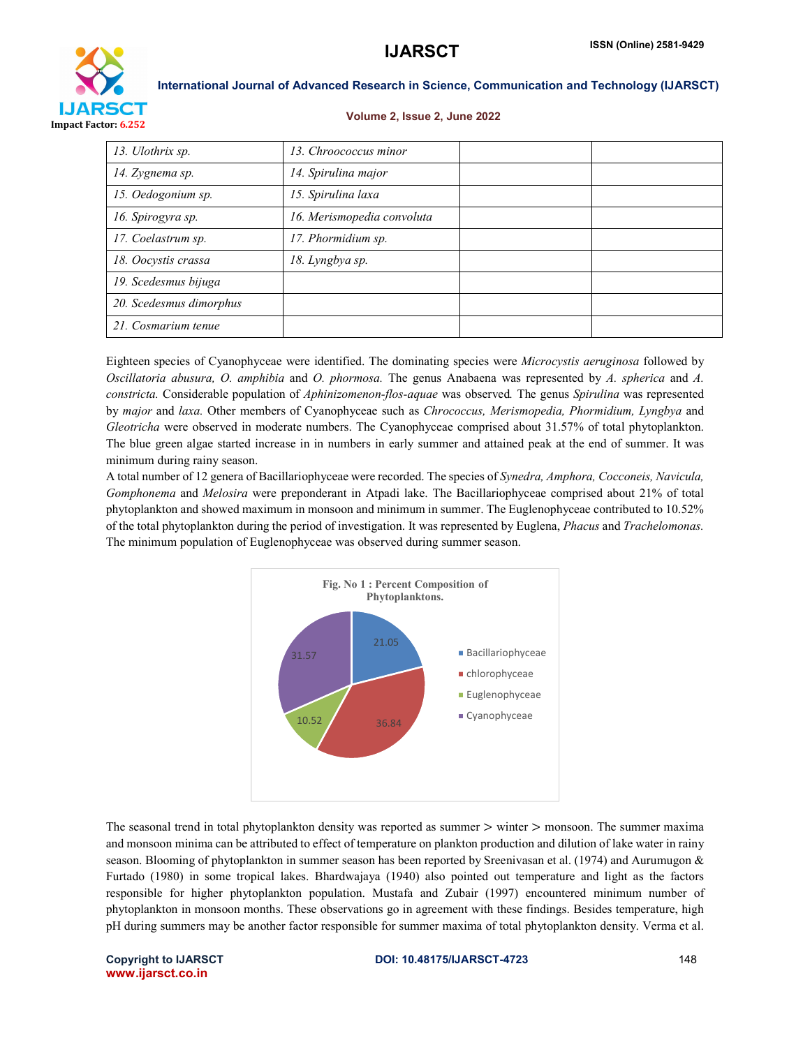| 13. *Ulothrix sp.* | 13. *Chroococcus minor* | | |
|---|---|---|---|
| 14. *Zygnema sp.* | 14. *Spirulina major* | | |
| 15. *Oedogonium sp.* | 15. *Spirulina laxa* | | |
| 16. *Spirogyra sp.* | 16. *Merismopedia convoluta* | | |
| 17. *Coelastrum sp.* | 17. *Phormidium sp.* | | |
| 18. *Oocystis crassa* | 18. *Lyngbya sp.* | | |
| 19. *Scedesmus bijuga* | | | |
| 20. *Scedesmus dimorphus* | | | |
| 21. *Cosmarium tenue* | | | |

Eighteen species of Cyanophyceae were identified. The dominating species were *Microcystis aeruginosa* followed by *Oscillatoria abusura, O. amphibia* and *O. phormosa.* The genus Anabaena was represented by *A. spherica* and *A. constricta.* Considerable population of *Aphinizomenon-flos-aquae* was observed*.* The genus *Spirulina* was represented by *major* and *laxa.* Other members of Cyanophyceae such as *Chrococcus, Merismopedia, Phormidium, Lyngbya* and *Gleotricha* were observed in moderate numbers. The Cyanophyceae comprised about 31.57% of total phytoplankton. The blue green algae started increase in in numbers in early summer and attained peak at the end of summer. It was minimum during rainy season.

A total number of 12 genera of Bacillariophyceae were recorded. The species of *Synedra, Amphora, Cocconeis, Navicula, Gomphonema* and *Melosira* were preponderant in Atpadi lake. The Bacillariophyceae comprised about 21% of total phytoplankton and showed maximum in monsoon and minimum in summer. The Euglenophyceae contributed to 10.52% of the total phytoplankton during the period of investigation. It was represented by Euglena, *Phacus* and *Trachelomonas.* The minimum population of Euglenophyceae was observed during summer season.

**Fig. No 1 : Percent Composition of Phytoplanktons.**

| Group | Percent |
|---|---|
| Bacillariophyceae | 21.05 |
| chlorophyceae | 36.84 |
| Euglenophyceae | 10.52 |
| Cyanophyceae | 31.57 |

The seasonal trend in total phytoplankton density was reported as summer > winter > monsoon. The summer maxima and monsoon minima can be attributed to effect of temperature on plankton production and dilution of lake water in rainy season. Blooming of phytoplankton in summer season has been reported by Sreenivasan et al. (1974) and Aurumugon & Furtado (1980) in some tropical lakes. Bhardwajaya (1940) also pointed out temperature and light as the factors responsible for higher phytoplankton population. Mustafa and Zubair (1997) encountered minimum number of phytoplankton in monsoon months. These observations go in agreement with these findings. Besides temperature, high pH during summers may be another factor responsible for summer maxima of total phytoplankton density. Verma et al.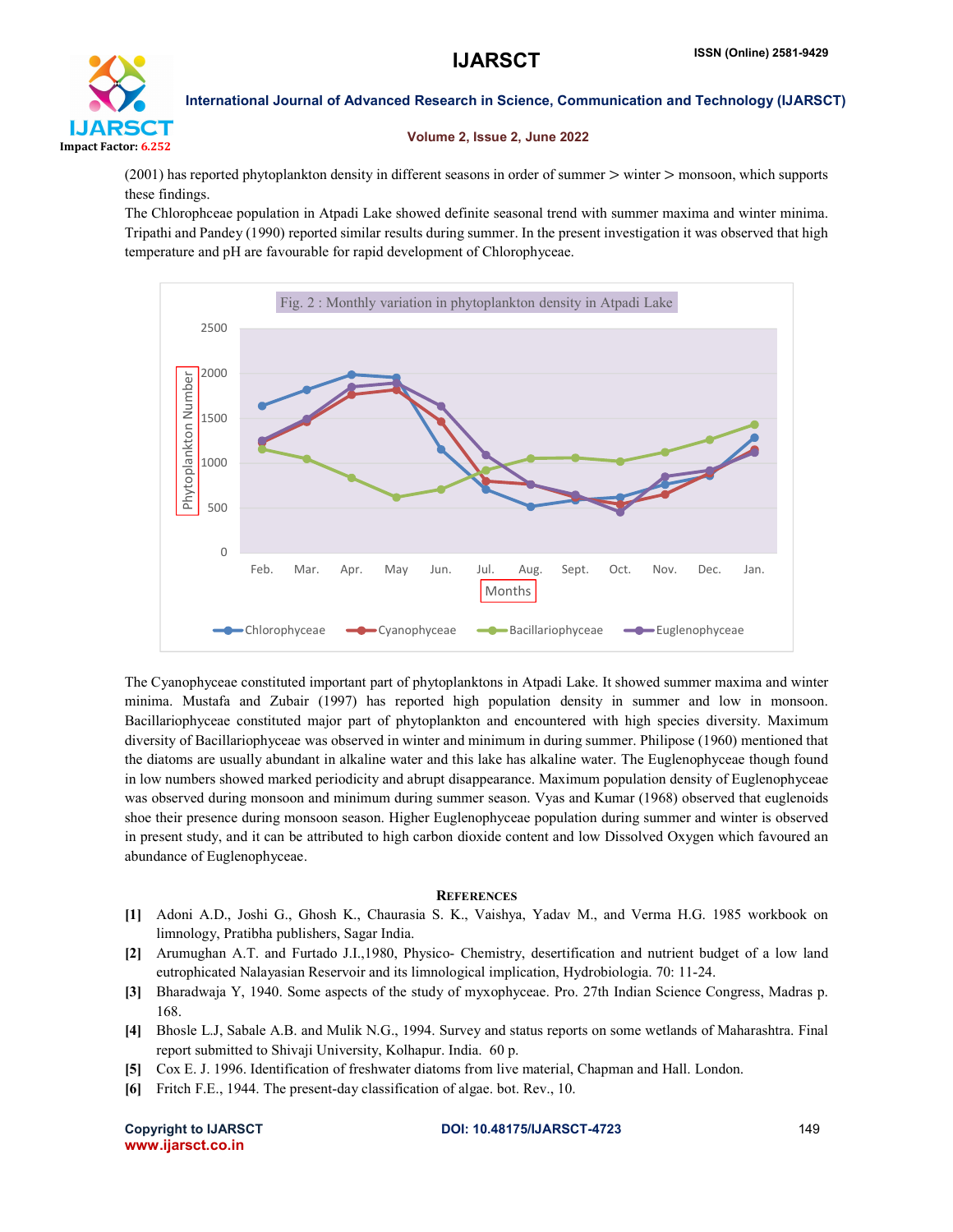(2001) has reported phytoplankton density in different seasons in order of summer > winter > monsoon, which supports these findings.

The Chlorophceae population in Atpadi Lake showed definite seasonal trend with summer maxima and winter minima. Tripathi and Pandey (1990) reported similar results during summer. In the present investigation it was observed that high temperature and pH are favourable for rapid development of Chlorophyceae.

Fig. 2 : Monthly variation in phytoplankton density in Atpadi Lake

The Cyanophyceae constituted important part of phytoplanktons in Atpadi Lake. It showed summer maxima and winter minima. Mustafa and Zubair (1997) has reported high population density in summer and low in monsoon. Bacillariophyceae constituted major part of phytoplankton and encountered with high species diversity. Maximum diversity of Bacillariophyceae was observed in winter and minimum in during summer. Philipose (1960) mentioned that the diatoms are usually abundant in alkaline water and this lake has alkaline water. The Euglenophyceae though found in low numbers showed marked periodicity and abrupt disappearance. Maximum population density of Euglenophyceae was observed during monsoon and minimum during summer season. Vyas and Kumar (1968) observed that euglenoids shoe their presence during monsoon season. Higher Euglenophyceae population during summer and winter is observed in present study, and it can be attributed to high carbon dioxide content and low Dissolved Oxygen which favoured an abundance of Euglenophyceae.

## References

**[1]** Adoni A.D., Joshi G., Ghosh K., Chaurasia S. K., Vaishya, Yadav M., and Verma H.G. 1985 workbook on limnology, Pratibha publishers, Sagar India.

**[2]** Arumughan A.T. and Furtado J.I.,1980, Physico- Chemistry, desertification and nutrient budget of a low land eutrophicated Nalayasian Reservoir and its limnological implication, Hydrobiologia. 70: 11-24.

**[3]** Bharadwaja Y, 1940. Some aspects of the study of myxophyceae. Pro. 27th Indian Science Congress, Madras p. 168.

**[4]** Bhosle L.J, Sabale A.B. and Mulik N.G., 1994. Survey and status reports on some wetlands of Maharashtra. Final report submitted to Shivaji University, Kolhapur. India. 60 p.

**[5]** Cox E. J. 1996. Identification of freshwater diatoms from live material, Chapman and Hall. London.

**[6]** Fritch F.E., 1944. The present-day classification of algae. bot. Rev., 10.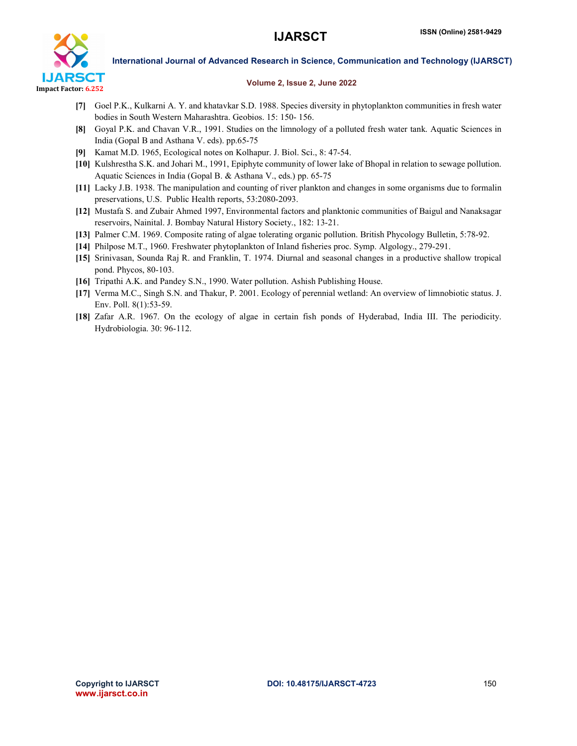- [7] Goel P.K., Kulkarni A. Y. and khatavkar S.D. 1988. Species diversity in phytoplankton communities in fresh water bodies in South Western Maharashtra. Geobios. 15: 150- 156.
- [8] Goyal P.K. and Chavan V.R., 1991. Studies on the limnology of a polluted fresh water tank. Aquatic Sciences in India (Gopal B and Asthana V. eds). pp.65-75
- [9] Kamat M.D. 1965, Ecological notes on Kolhapur. J. Biol. Sci., 8: 47-54.
- [10] Kulshrestha S.K. and Johari M., 1991, Epiphyte community of lower lake of Bhopal in relation to sewage pollution. Aquatic Sciences in India (Gopal B. & Asthana V., eds.) pp. 65-75
- [11] Lacky J.B. 1938. The manipulation and counting of river plankton and changes in some organisms due to formalin preservations, U.S. Public Health reports, 53:2080-2093.
- [12] Mustafa S. and Zubair Ahmed 1997, Environmental factors and planktonic communities of Baigul and Nanaksagar reservoirs, Nainital. J. Bombay Natural History Society., 182: 13-21.
- [13] Palmer C.M. 1969. Composite rating of algae tolerating organic pollution. British Phycology Bulletin, 5:78-92.
- [14] Philpose M.T., 1960. Freshwater phytoplankton of Inland fisheries proc. Symp. Algology., 279-291.
- [15] Srinivasan, Sounda Raj R. and Franklin, T. 1974. Diurnal and seasonal changes in a productive shallow tropical pond. Phycos, 80-103.
- [16] Tripathi A.K. and Pandey S.N., 1990. Water pollution. Ashish Publishing House.
- [17] Verma M.C., Singh S.N. and Thakur, P. 2001. Ecology of perennial wetland: An overview of limnobiotic status. J. Env. Poll. 8(1):53-59.
- [18] Zafar A.R. 1967. On the ecology of algae in certain fish ponds of Hyderabad, India III. The periodicity. Hydrobiologia. 30: 96-112.